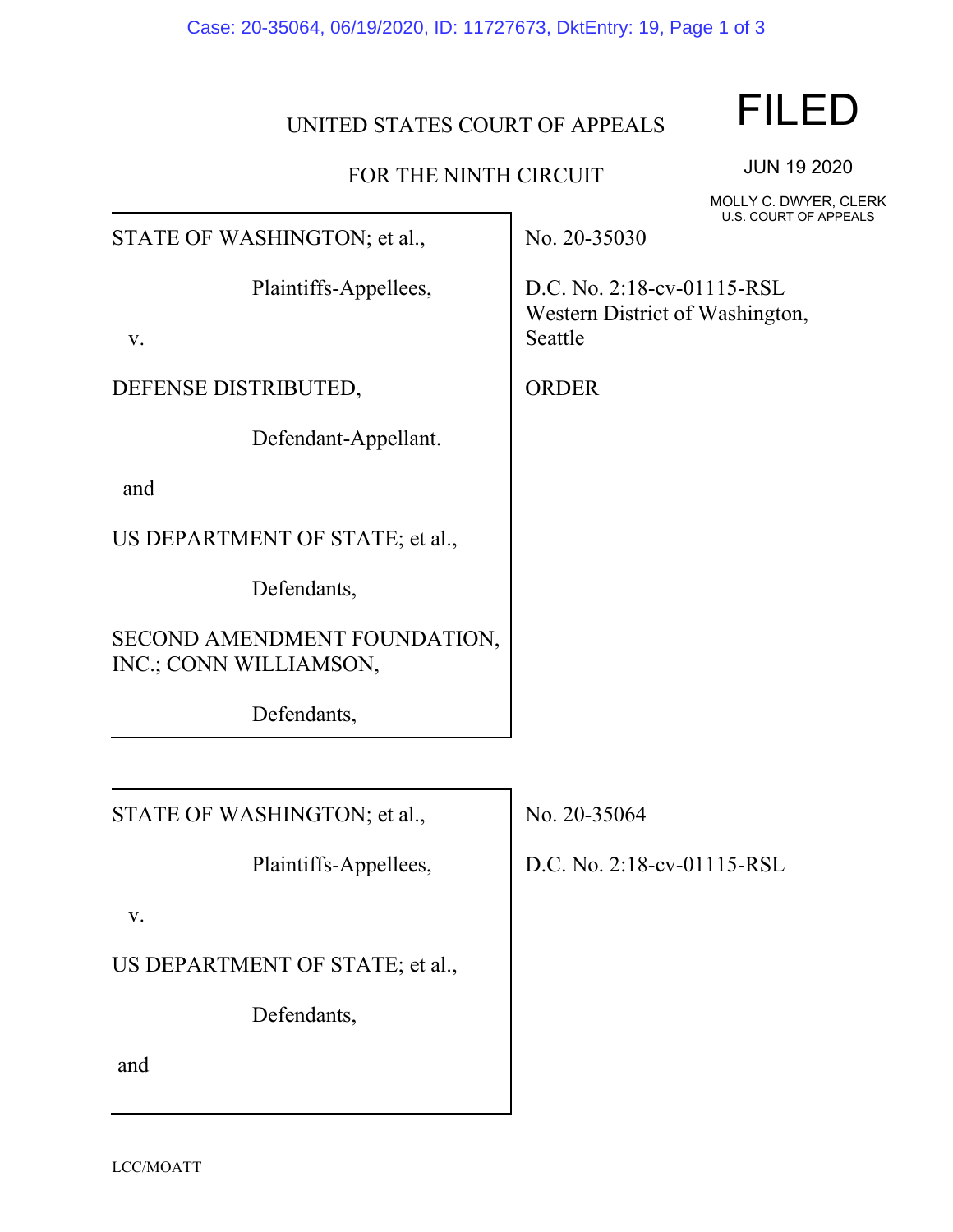UNITED STATES COURT OF APPEALS

FOR THE NINTH CIRCUIT

FILED

JUN 19 2020

MOLLY C. DWYER, CLERK
U.S. COURT OF APPEALS

STATE OF WASHINGTON; et al.,

Plaintiffs-Appellees,

v.

DEFENSE DISTRIBUTED,

Defendant-Appellant.

and

US DEPARTMENT OF STATE; et al.,

Defendants,

SECOND AMENDMENT FOUNDATION, INC.; CONN WILLIAMSON,

Defendants,

No. 20-35030

D.C. No. 2:18-cv-01115-RSL
Western District of Washington,
Seattle

ORDER

---

STATE OF WASHINGTON; et al.,

Plaintiffs-Appellees,

v.

US DEPARTMENT OF STATE; et al.,

Defendants,

and

No. 20-35064

D.C. No. 2:18-cv-01115-RSL

LCC/MOATT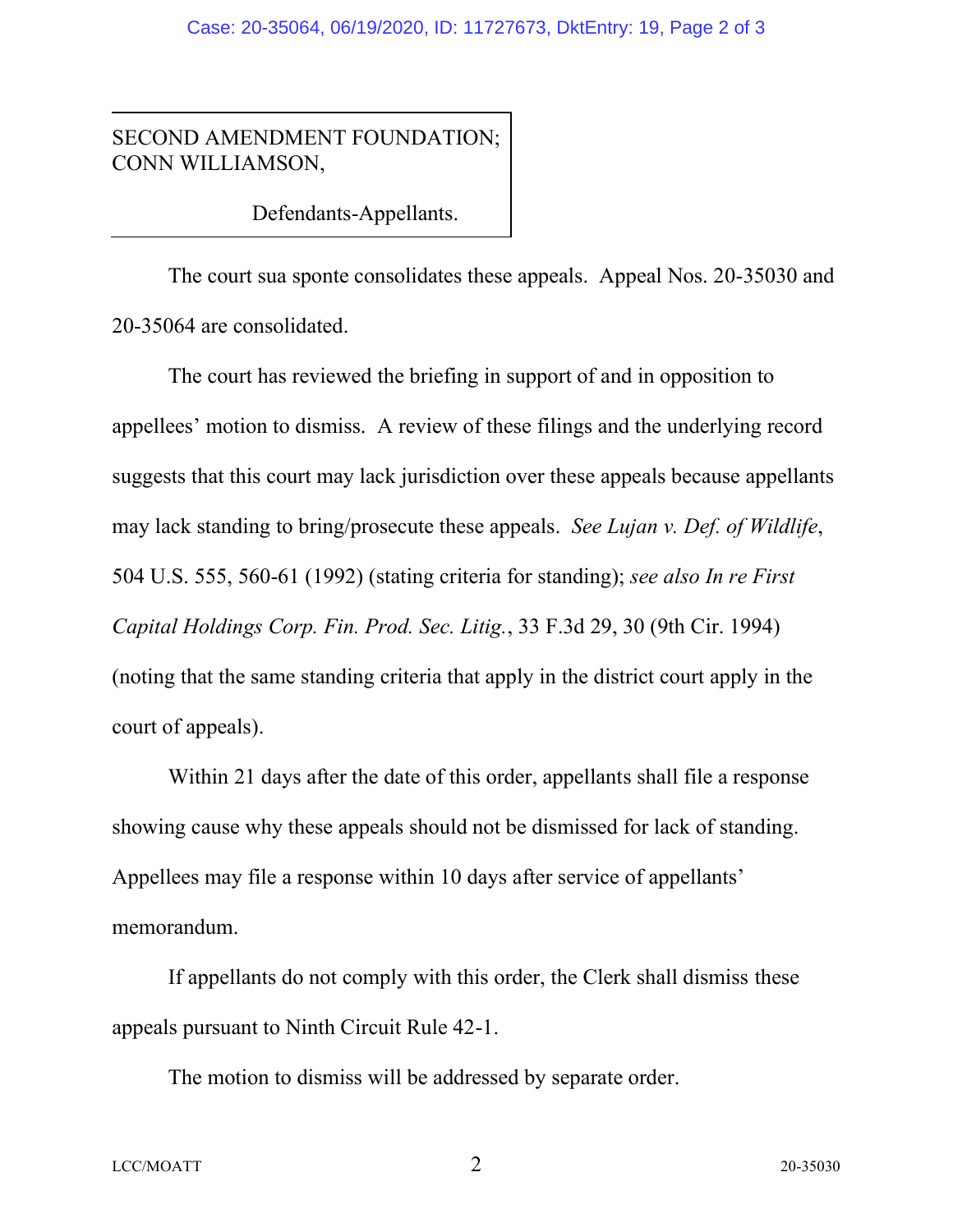SECOND AMENDMENT FOUNDATION; CONN WILLIAMSON,

Defendants-Appellants.

The court sua sponte consolidates these appeals. Appeal Nos. 20-35030 and 20-35064 are consolidated.

The court has reviewed the briefing in support of and in opposition to appellees' motion to dismiss. A review of these filings and the underlying record suggests that this court may lack jurisdiction over these appeals because appellants may lack standing to bring/prosecute these appeals. *See Lujan v. Def. of Wildlife*, 504 U.S. 555, 560-61 (1992) (stating criteria for standing); *see also In re First Capital Holdings Corp. Fin. Prod. Sec. Litig.*, 33 F.3d 29, 30 (9th Cir. 1994) (noting that the same standing criteria that apply in the district court apply in the court of appeals).

Within 21 days after the date of this order, appellants shall file a response showing cause why these appeals should not be dismissed for lack of standing. Appellees may file a response within 10 days after service of appellants' memorandum.

If appellants do not comply with this order, the Clerk shall dismiss these appeals pursuant to Ninth Circuit Rule 42-1.

The motion to dismiss will be addressed by separate order.

LCC/MOATT 20-35030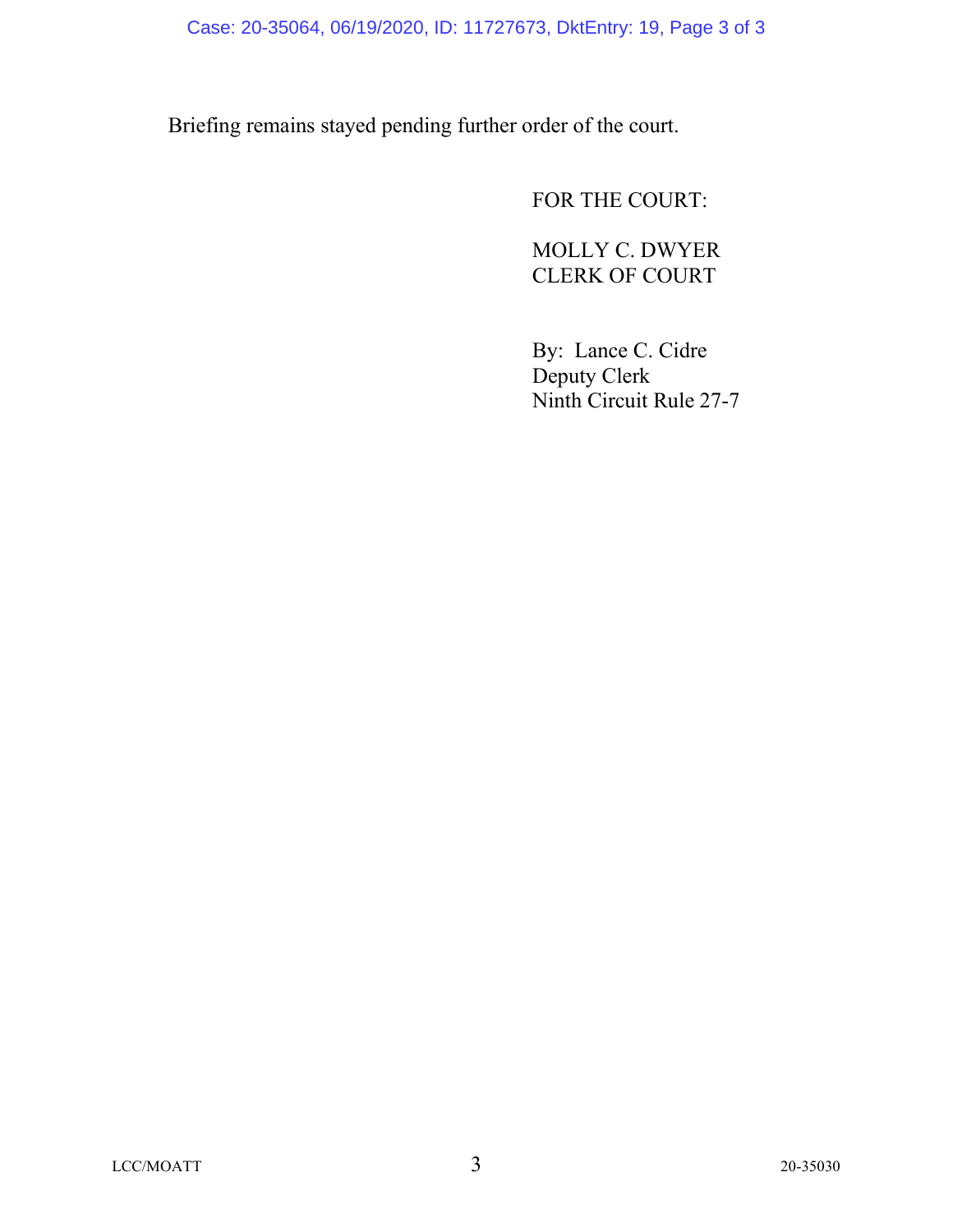Briefing remains stayed pending further order of the court.

FOR THE COURT:

MOLLY C. DWYER
CLERK OF COURT

By: Lance C. Cidre
Deputy Clerk
Ninth Circuit Rule 27-7

LCC/MOATT 20-35030